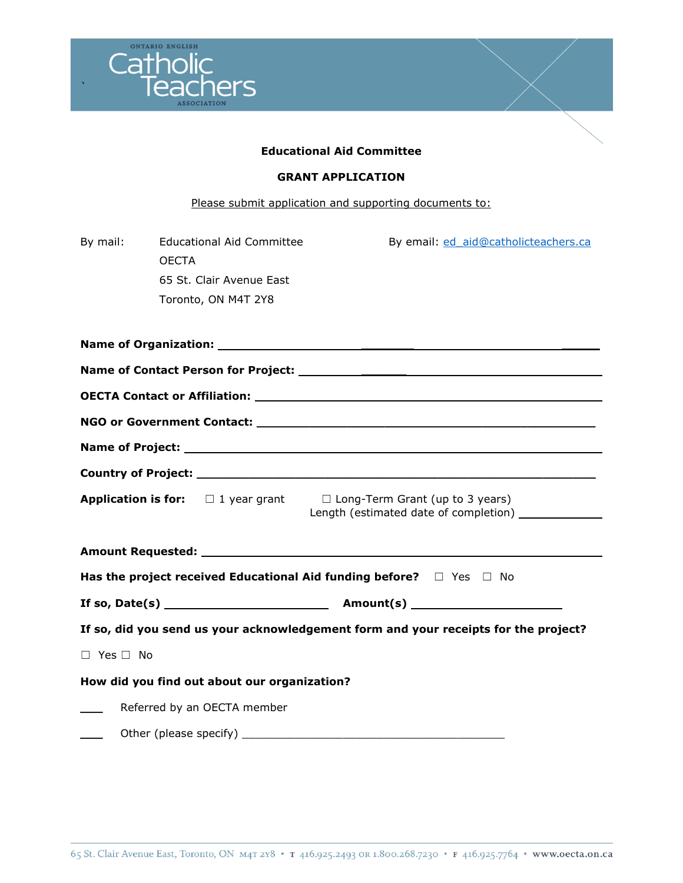Ontario English Catholic Teachers Association

**Educational Aid Committee**

**GRANT APPLICATION**

Please submit application and supporting documents to:

By mail: Educational Aid Committee
OECTA
65 St. Clair Avenue East
Toronto, ON M4T 2Y8

By email: ed_aid@catholicteachers.ca

**Name of Organization:** ____________________________________________

**Name of Contact Person for Project:** ____________________________________________

**OECTA Contact or Affiliation:** ____________________________________________

**NGO or Government Contact:** ____________________________________________

**Name of Project:** ____________________________________________

**Country of Project:** ____________________________________________

**Application is for:** ☐ 1 year grant ☐ Long-Term Grant (up to 3 years)
Length (estimated date of completion) ____________

**Amount Requested:** ____________________________________________

**Has the project received Educational Aid funding before?** ☐ Yes ☐ No

**If so, Date(s)** ______________________ **Amount(s)** ______________________

**If so, did you send us your acknowledgement form and your receipts for the project?**

☐ Yes ☐ No

**How did you find out about our organization?**

___ Referred by an OECTA member

___ Other (please specify) ________________________________________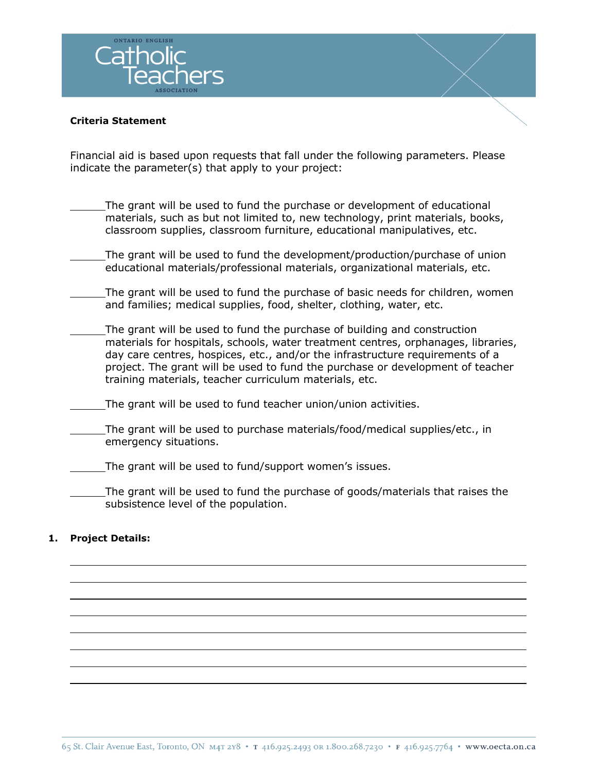**Criteria Statement**

Financial aid is based upon requests that fall under the following parameters. Please indicate the parameter(s) that apply to your project:

______The grant will be used to fund the purchase or development of educational materials, such as but not limited to, new technology, print materials, books, classroom supplies, classroom furniture, educational manipulatives, etc.

______The grant will be used to fund the development/production/purchase of union educational materials/professional materials, organizational materials, etc.

______The grant will be used to fund the purchase of basic needs for children, women and families; medical supplies, food, shelter, clothing, water, etc.

______The grant will be used to fund the purchase of building and construction materials for hospitals, schools, water treatment centres, orphanages, libraries, day care centres, hospices, etc., and/or the infrastructure requirements of a project. The grant will be used to fund the purchase or development of teacher training materials, teacher curriculum materials, etc.

______The grant will be used to fund teacher union/union activities.

______The grant will be used to purchase materials/food/medical supplies/etc., in emergency situations.

______The grant will be used to fund/support women's issues.

______The grant will be used to fund the purchase of goods/materials that raises the subsistence level of the population.

**1. Project Details:**

______________________________________________________________________

______________________________________________________________________

______________________________________________________________________

______________________________________________________________________

______________________________________________________________________

______________________________________________________________________

______________________________________________________________________

______________________________________________________________________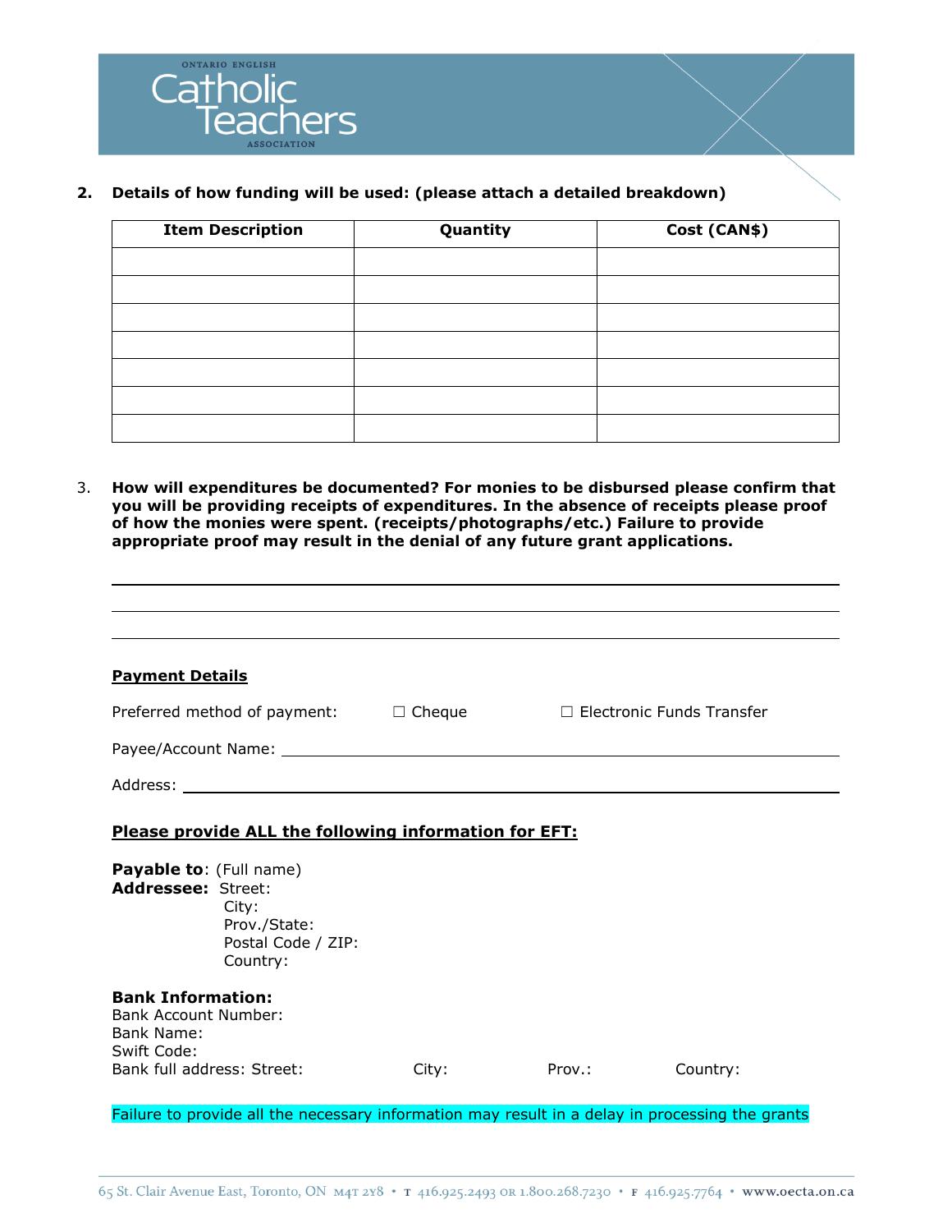**2. Details of how funding will be used: (please attach a detailed breakdown)**

| Item Description | Quantity | Cost (CAN$) |
|---|---|---|
| | | |
| | | |
| | | |
| | | |
| | | |
| | | |
| | | |

3. **How will expenditures be documented? For monies to be disbursed please confirm that you will be providing receipts of expenditures. In the absence of receipts please proof of how the monies were spent. (receipts/photographs/etc.) Failure to provide appropriate proof may result in the denial of any future grant applications.**

\_\_\_\_\_\_\_\_\_\_\_\_\_\_\_\_\_\_\_\_\_\_\_\_\_\_\_\_\_\_\_\_\_\_\_\_\_\_\_\_\_\_\_\_\_\_\_\_\_\_\_\_\_\_\_\_\_\_

\_\_\_\_\_\_\_\_\_\_\_\_\_\_\_\_\_\_\_\_\_\_\_\_\_\_\_\_\_\_\_\_\_\_\_\_\_\_\_\_\_\_\_\_\_\_\_\_\_\_\_\_\_\_\_\_\_\_

\_\_\_\_\_\_\_\_\_\_\_\_\_\_\_\_\_\_\_\_\_\_\_\_\_\_\_\_\_\_\_\_\_\_\_\_\_\_\_\_\_\_\_\_\_\_\_\_\_\_\_\_\_\_\_\_\_\_

**Payment Details**

Preferred method of payment: ☐ Cheque ☐ Electronic Funds Transfer

Payee/Account Name: \_\_\_\_\_\_\_\_\_\_\_\_\_\_\_\_\_\_\_\_\_\_\_\_\_\_\_\_\_\_\_\_\_\_\_\_\_\_\_\_

Address: \_\_\_\_\_\_\_\_\_\_\_\_\_\_\_\_\_\_\_\_\_\_\_\_\_\_\_\_\_\_\_\_\_\_\_\_\_\_\_\_\_\_\_\_\_\_\_\_\_\_

**Please provide ALL the following information for EFT:**

**Payable to**: (Full name)
**Addressee:** Street:
City:
Prov./State:
Postal Code / ZIP:
Country:

**Bank Information:**
Bank Account Number:
Bank Name:
Swift Code:
Bank full address: Street: City: Prov.: Country:

Failure to provide all the necessary information may result in a delay in processing the grants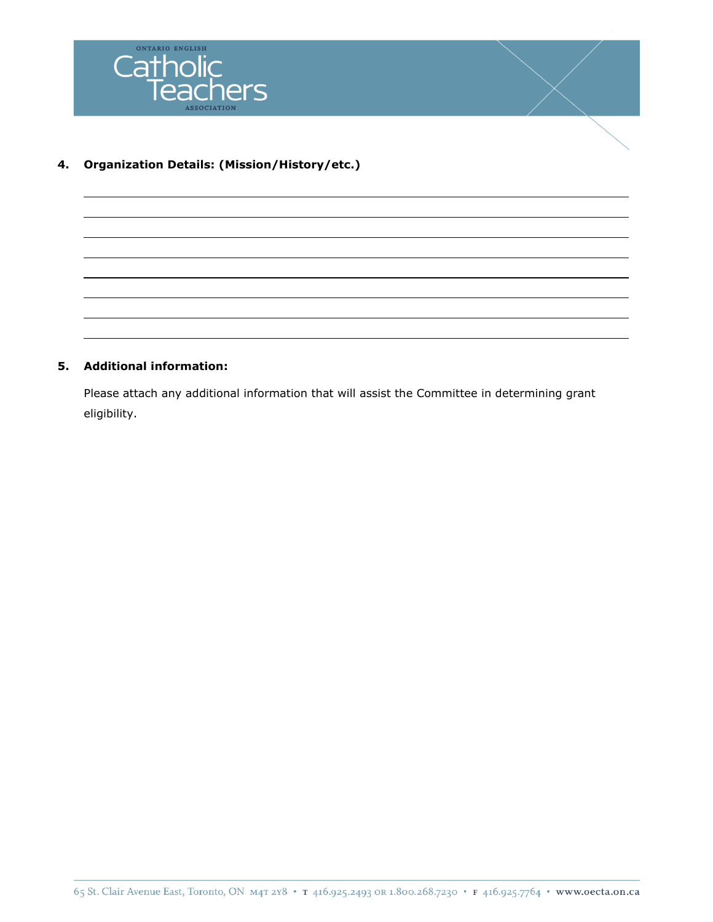**4. Organization Details: (Mission/History/etc.)**

_______________________________________________________________

_______________________________________________________________

_______________________________________________________________

_______________________________________________________________

_______________________________________________________________

_______________________________________________________________

_______________________________________________________________

**5. Additional information:**

Please attach any additional information that will assist the Committee in determining grant eligibility.